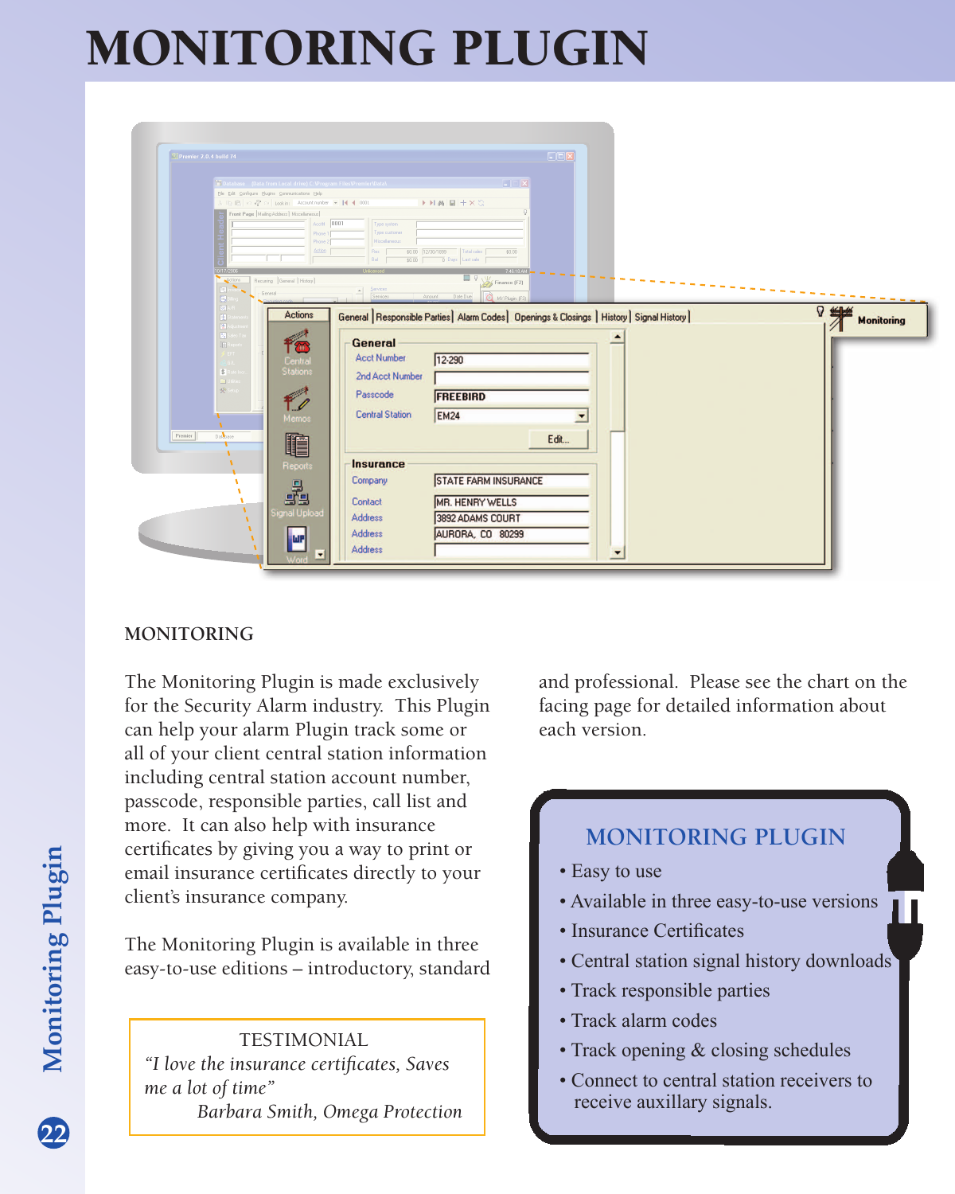# MONITORING PLUGIN

MONITORING

The Monitoring Plugin is made exclusively for the Security Alarm industry. This Plugin can help your alarm Plugin track some or all of your client central station information including central station account number, passcode, responsible parties, call list and more. It can also help with insurance certificates by giving you a way to print or email insurance certificates directly to your client's insurance company.

The Monitoring Plugin is available in three easy-to-use editions – introductory, standard and professional. Please see the chart on the facing page for detailed information about each version.

> TESTIMONIAL
> *"I love the insurance certificates, Saves me a lot of time"*
> *Barbara Smith, Omega Protection*

## MONITORING PLUGIN

- Easy to use
- Available in three easy-to-use versions
- Insurance Certificates
- Central station signal history downloads
- Track responsible parties
- Track alarm codes
- Track opening & closing schedules
- Connect to central station receivers to receive auxillary signals.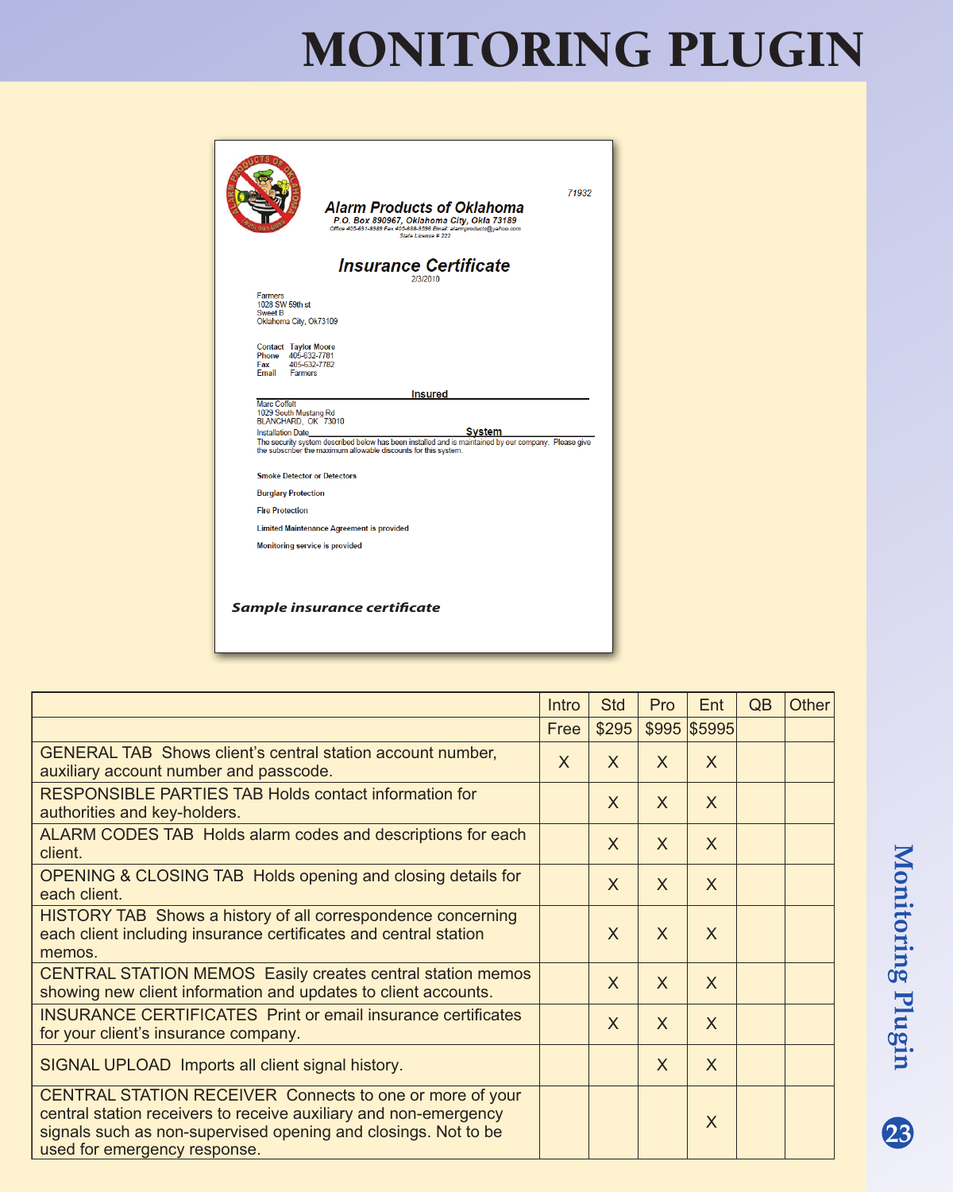# MONITORING PLUGIN

71932

**Alarm Products of Oklahoma**
P.O. Box 890967, Oklahoma City, Okla 73189
Office 405-691-8989 Fax 405-688-9596 Email: alarmproducts@yahoo.com
State License # 222

## Insurance Certificate

2/3/2010

Farmers
1028 SW 59th st
Sweet B
Oklahoma City, Ok73109

Contact Taylor Moore
Phone 405-632-7781
Fax 405-632-7782
Email Farmers

**Insured**

Marc Coffelt
1029 South Mustang Rd
BLANCHARD, OK 73010

Installation Date

**System**

The security system described below has been installed and is maintained by our company. Please give the subscriber the maximum allowable discounts for this system.

Smoke Detector or Detectors

Burglary Protection

Fire Protection

Limited Maintenance Agreement is provided

Monitoring service is provided

***Sample insurance certificate***

| | Intro | Std | Pro | Ent | QB | Other |
|---|---|---|---|---|---|---|
| | Free | $295 | $995 | $5995 | | |
| GENERAL TAB Shows client's central station account number, auxiliary account number and passcode. | X | X | X | X | | |
| RESPONSIBLE PARTIES TAB Holds contact information for authorities and key-holders. | | X | X | X | | |
| ALARM CODES TAB Holds alarm codes and descriptions for each client. | | X | X | X | | |
| OPENING & CLOSING TAB Holds opening and closing details for each client. | | X | X | X | | |
| HISTORY TAB Shows a history of all correspondence concerning each client including insurance certificates and central station memos. | | X | X | X | | |
| CENTRAL STATION MEMOS Easily creates central station memos showing new client information and updates to client accounts. | | X | X | X | | |
| INSURANCE CERTIFICATES Print or email insurance certificates for your client's insurance company. | | X | X | X | | |
| SIGNAL UPLOAD Imports all client signal history. | | | X | X | | |
| CENTRAL STATION RECEIVER Connects to one or more of your central station receivers to receive auxiliary and non-emergency signals such as non-supervised opening and closings. Not to be used for emergency response. | | | | X | | |